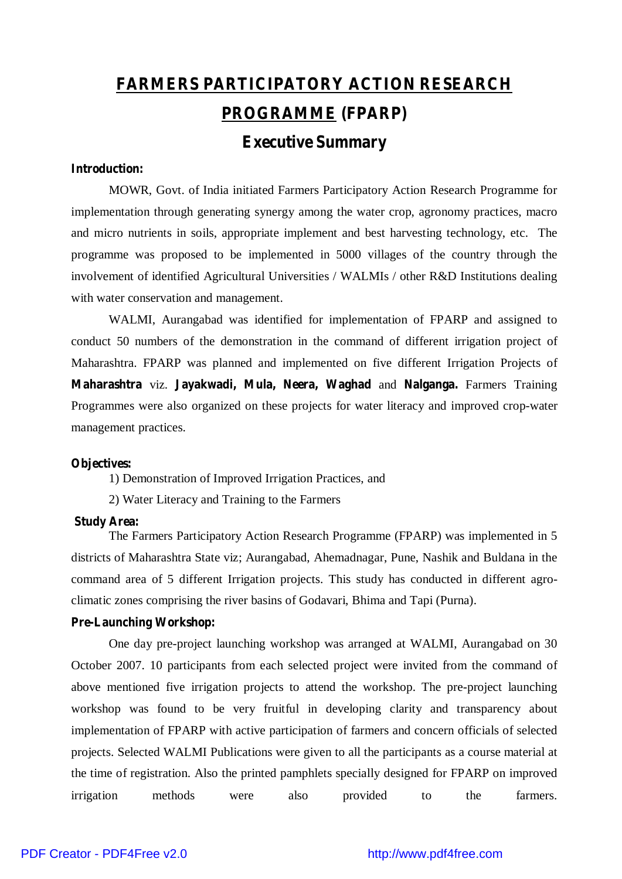# FARMERS PARTICIPATORY ACTION RESEARCH PROGRAMME (FPARP)

## Executive Summary

**Introduction:**

MOWR, Govt. of India initiated Farmers Participatory Action Research Programme for implementation through generating synergy among the water crop, agronomy practices, macro and micro nutrients in soils, appropriate implement and best harvesting technology, etc. The programme was proposed to be implemented in 5000 villages of the country through the involvement of identified Agricultural Universities / WALMIs / other R&D Institutions dealing with water conservation and management.

WALMI, Aurangabad was identified for implementation of FPARP and assigned to conduct 50 numbers of the demonstration in the command of different irrigation project of Maharashtra. FPARP was planned and implemented on five different Irrigation Projects of **Maharashtra** viz. **Jayakwadi, Mula, Neera, Waghad** and **Nalganga.** Farmers Training Programmes were also organized on these projects for water literacy and improved crop-water management practices.

**Objectives:**

1) Demonstration of Improved Irrigation Practices, and

2) Water Literacy and Training to the Farmers

**Study Area:**

The Farmers Participatory Action Research Programme (FPARP) was implemented in 5 districts of Maharashtra State viz; Aurangabad, Ahemadnagar, Pune, Nashik and Buldana in the command area of 5 different Irrigation projects. This study has conducted in different agro-climatic zones comprising the river basins of Godavari, Bhima and Tapi (Purna).

**Pre-Launching Workshop:**

One day pre-project launching workshop was arranged at WALMI, Aurangabad on 30 October 2007. 10 participants from each selected project were invited from the command of above mentioned five irrigation projects to attend the workshop. The pre-project launching workshop was found to be very fruitful in developing clarity and transparency about implementation of FPARP with active participation of farmers and concern officials of selected projects. Selected WALMI Publications were given to all the participants as a course material at the time of registration. Also the printed pamphlets specially designed for FPARP on improved irrigation methods were also provided to the farmers.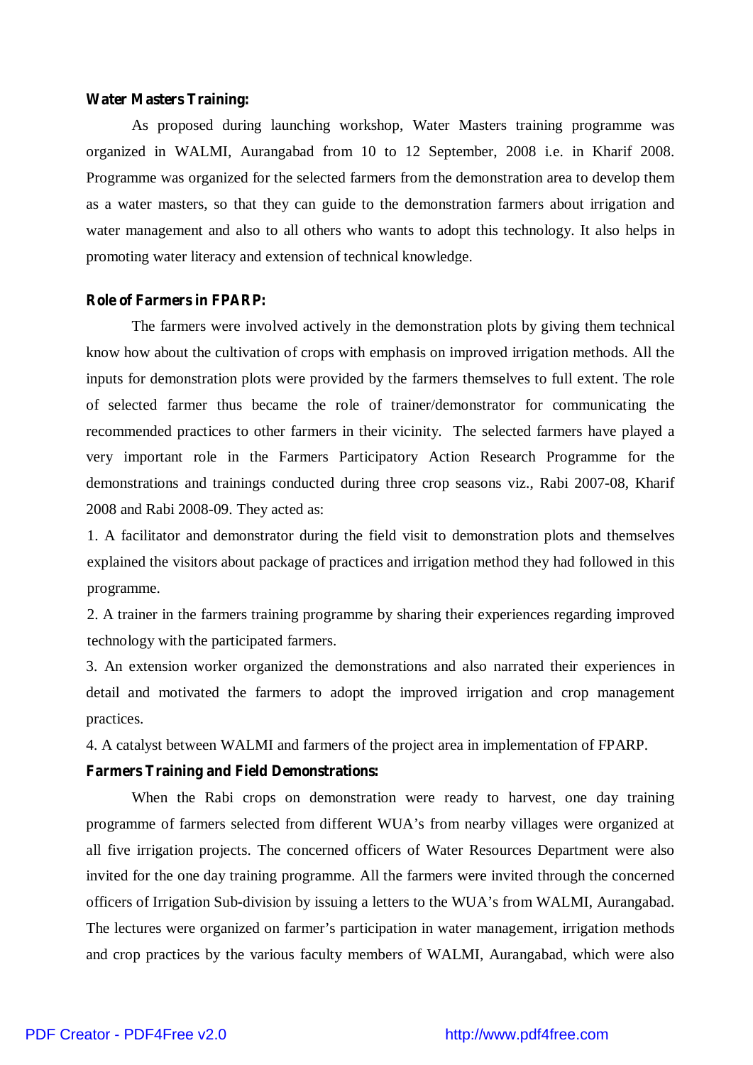**Water Masters Training:**

As proposed during launching workshop, Water Masters training programme was organized in WALMI, Aurangabad from 10 to 12 September, 2008 i.e. in Kharif 2008. Programme was organized for the selected farmers from the demonstration area to develop them as a water masters, so that they can guide to the demonstration farmers about irrigation and water management and also to all others who wants to adopt this technology. It also helps in promoting water literacy and extension of technical knowledge.

**Role of Farmers in FPARP:**

The farmers were involved actively in the demonstration plots by giving them technical know how about the cultivation of crops with emphasis on improved irrigation methods. All the inputs for demonstration plots were provided by the farmers themselves to full extent. The role of selected farmer thus became the role of trainer/demonstrator for communicating the recommended practices to other farmers in their vicinity. The selected farmers have played a very important role in the Farmers Participatory Action Research Programme for the demonstrations and trainings conducted during three crop seasons viz., Rabi 2007-08, Kharif 2008 and Rabi 2008-09. They acted as:

1. A facilitator and demonstrator during the field visit to demonstration plots and themselves explained the visitors about package of practices and irrigation method they had followed in this programme.
2. A trainer in the farmers training programme by sharing their experiences regarding improved technology with the participated farmers.
3. An extension worker organized the demonstrations and also narrated their experiences in detail and motivated the farmers to adopt the improved irrigation and crop management practices.
4. A catalyst between WALMI and farmers of the project area in implementation of FPARP.

**Farmers Training and Field Demonstrations:**

When the Rabi crops on demonstration were ready to harvest, one day training programme of farmers selected from different WUA's from nearby villages were organized at all five irrigation projects. The concerned officers of Water Resources Department were also invited for the one day training programme. All the farmers were invited through the concerned officers of Irrigation Sub-division by issuing a letters to the WUA's from WALMI, Aurangabad. The lectures were organized on farmer's participation in water management, irrigation methods and crop practices by the various faculty members of WALMI, Aurangabad, which were also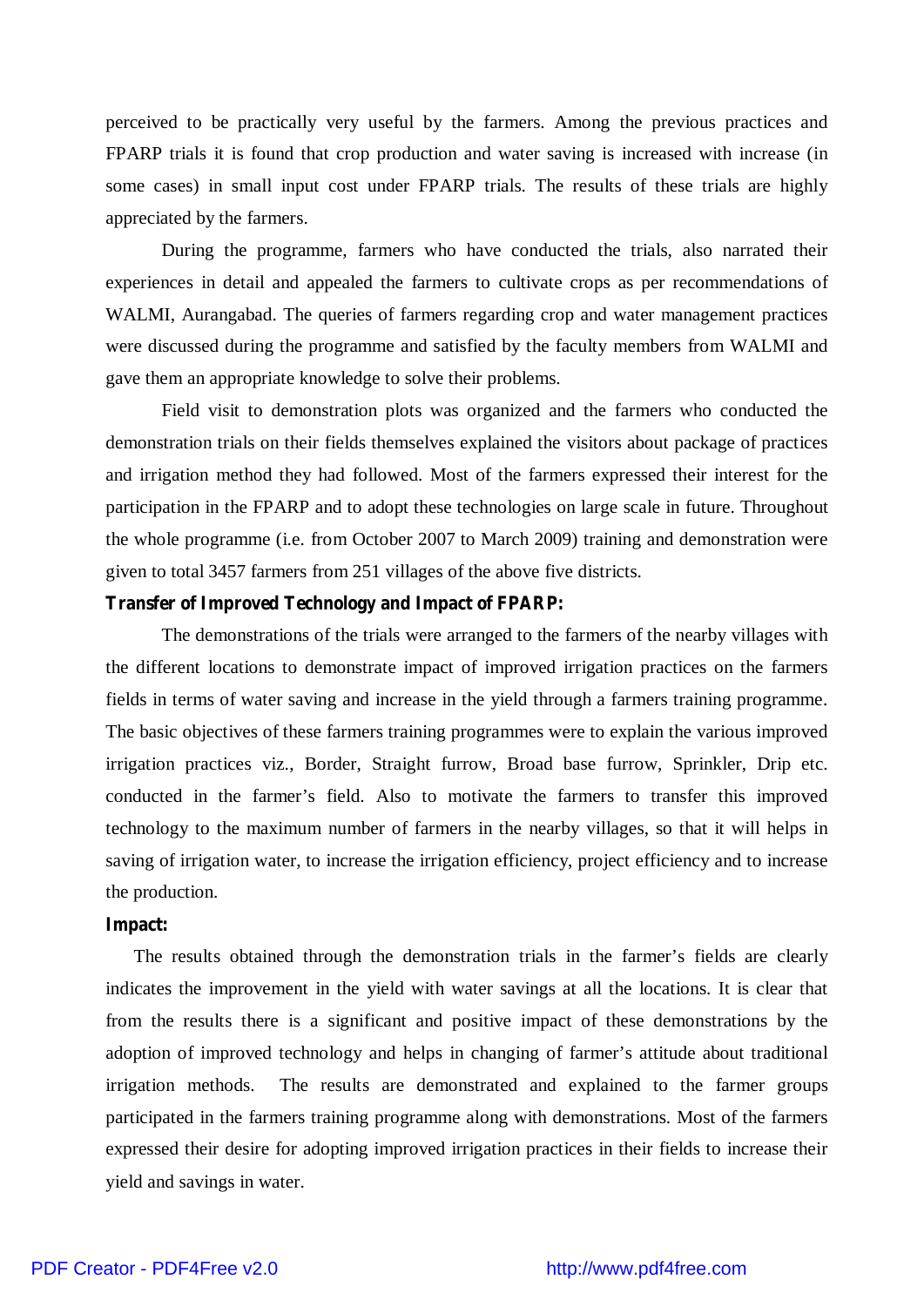perceived to be practically very useful by the farmers. Among the previous practices and FPARP trials it is found that crop production and water saving is increased with increase (in some cases) in small input cost under FPARP trials. The results of these trials are highly appreciated by the farmers.

During the programme, farmers who have conducted the trials, also narrated their experiences in detail and appealed the farmers to cultivate crops as per recommendations of WALMI, Aurangabad. The queries of farmers regarding crop and water management practices were discussed during the programme and satisfied by the faculty members from WALMI and gave them an appropriate knowledge to solve their problems.

Field visit to demonstration plots was organized and the farmers who conducted the demonstration trials on their fields themselves explained the visitors about package of practices and irrigation method they had followed. Most of the farmers expressed their interest for the participation in the FPARP and to adopt these technologies on large scale in future. Throughout the whole programme (i.e. from October 2007 to March 2009) training and demonstration were given to total 3457 farmers from 251 villages of the above five districts.

**Transfer of Improved Technology and Impact of FPARP:**

The demonstrations of the trials were arranged to the farmers of the nearby villages with the different locations to demonstrate impact of improved irrigation practices on the farmers fields in terms of water saving and increase in the yield through a farmers training programme. The basic objectives of these farmers training programmes were to explain the various improved irrigation practices viz., Border, Straight furrow, Broad base furrow, Sprinkler, Drip etc. conducted in the farmer's field. Also to motivate the farmers to transfer this improved technology to the maximum number of farmers in the nearby villages, so that it will helps in saving of irrigation water, to increase the irrigation efficiency, project efficiency and to increase the production.

**Impact:**

The results obtained through the demonstration trials in the farmer's fields are clearly indicates the improvement in the yield with water savings at all the locations. It is clear that from the results there is a significant and positive impact of these demonstrations by the adoption of improved technology and helps in changing of farmer's attitude about traditional irrigation methods. The results are demonstrated and explained to the farmer groups participated in the farmers training programme along with demonstrations. Most of the farmers expressed their desire for adopting improved irrigation practices in their fields to increase their yield and savings in water.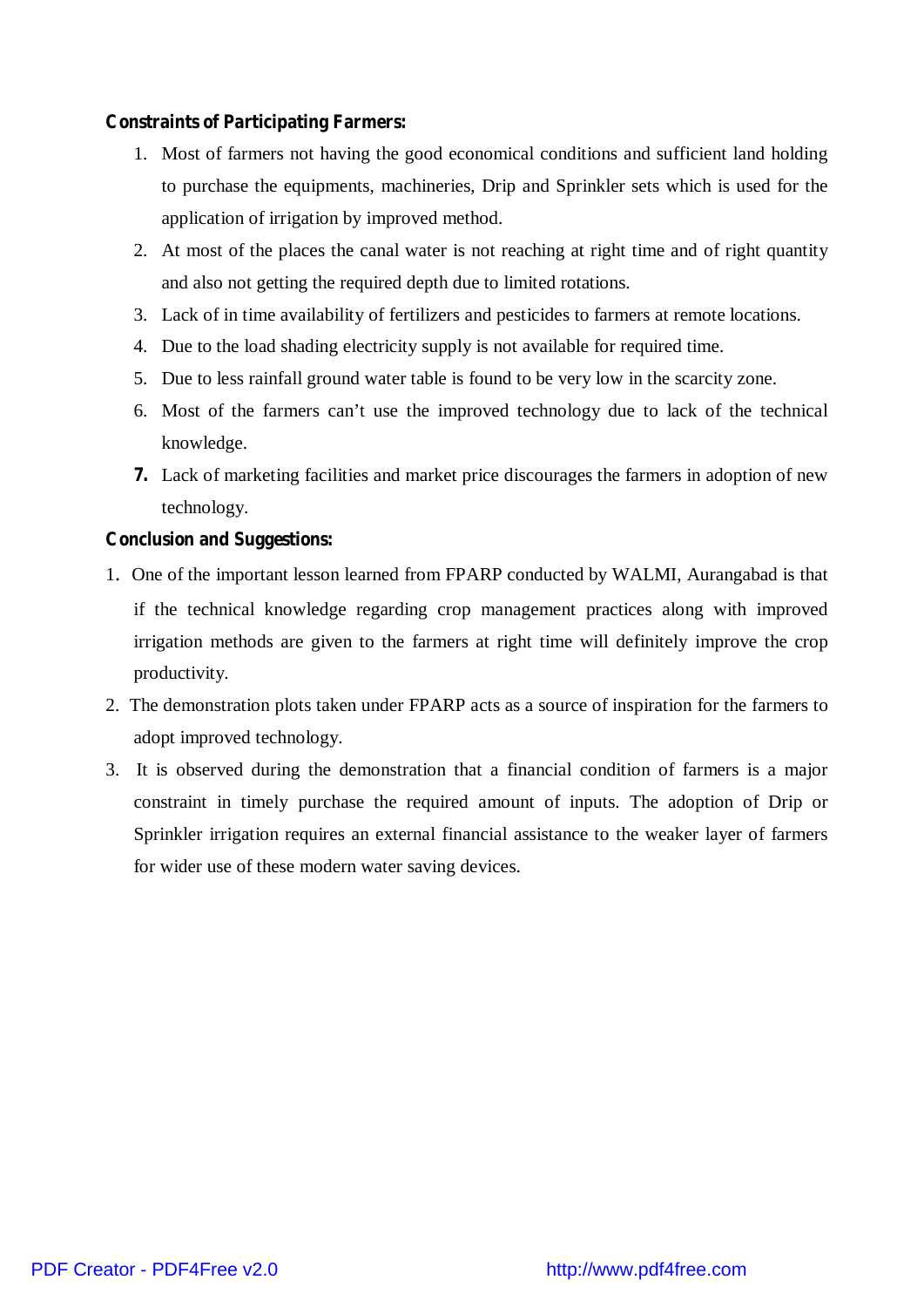**Constraints of Participating Farmers:**

1. Most of farmers not having the good economical conditions and sufficient land holding to purchase the equipments, machineries, Drip and Sprinkler sets which is used for the application of irrigation by improved method.
2. At most of the places the canal water is not reaching at right time and of right quantity and also not getting the required depth due to limited rotations.
3. Lack of in time availability of fertilizers and pesticides to farmers at remote locations.
4. Due to the load shading electricity supply is not available for required time.
5. Due to less rainfall ground water table is found to be very low in the scarcity zone.
6. Most of the farmers can't use the improved technology due to lack of the technical knowledge.
7. Lack of marketing facilities and market price discourages the farmers in adoption of new technology.

**Conclusion and Suggestions:**

1. One of the important lesson learned from FPARP conducted by WALMI, Aurangabad is that if the technical knowledge regarding crop management practices along with improved irrigation methods are given to the farmers at right time will definitely improve the crop productivity.
2. The demonstration plots taken under FPARP acts as a source of inspiration for the farmers to adopt improved technology.
3. It is observed during the demonstration that a financial condition of farmers is a major constraint in timely purchase the required amount of inputs. The adoption of Drip or Sprinkler irrigation requires an external financial assistance to the weaker layer of farmers for wider use of these modern water saving devices.